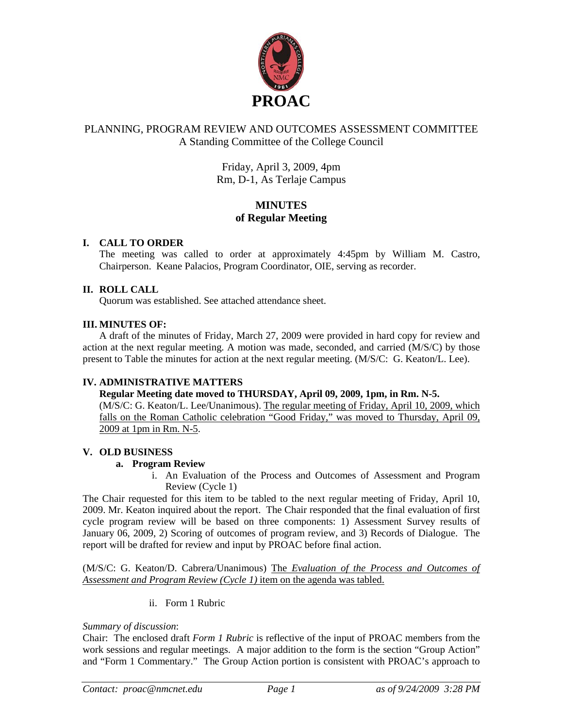# PROAC

PLANNING, PROGRAM REVIEW AND OUTCOMES ASSESSMENT COMMITTEE
A Standing Committee of the College Council

Friday, April 3, 2009, 4pm
Rm, D-1, As Terlaje Campus

## MINUTES
## of Regular Meeting

### I. CALL TO ORDER

The meeting was called to order at approximately 4:45pm by William M. Castro, Chairperson. Keane Palacios, Program Coordinator, OIE, serving as recorder.

### II. ROLL CALL

Quorum was established. See attached attendance sheet.

### III. MINUTES OF:

A draft of the minutes of Friday, March 27, 2009 were provided in hard copy for review and action at the next regular meeting. A motion was made, seconded, and carried (M/S/C) by those present to Table the minutes for action at the next regular meeting. (M/S/C: G. Keaton/L. Lee).

### IV. ADMINISTRATIVE MATTERS

**Regular Meeting date moved to THURSDAY, April 09, 2009, 1pm, in Rm. N-5.**

(M/S/C: G. Keaton/L. Lee/Unanimous). The regular meeting of Friday, April 10, 2009, which falls on the Roman Catholic celebration "Good Friday," was moved to Thursday, April 09, 2009 at 1pm in Rm. N-5.

### V. OLD BUSINESS

**a. Program Review**

i. An Evaluation of the Process and Outcomes of Assessment and Program Review (Cycle 1)

The Chair requested for this item to be tabled to the next regular meeting of Friday, April 10, 2009. Mr. Keaton inquired about the report. The Chair responded that the final evaluation of first cycle program review will be based on three components: 1) Assessment Survey results of January 06, 2009, 2) Scoring of outcomes of program review, and 3) Records of Dialogue. The report will be drafted for review and input by PROAC before final action.

(M/S/C: G. Keaton/D. Cabrera/Unanimous) The *Evaluation of the Process and Outcomes of Assessment and Program Review (Cycle 1)* item on the agenda was tabled.

ii. Form 1 Rubric

*Summary of discussion*:

Chair: The enclosed draft *Form 1 Rubric* is reflective of the input of PROAC members from the work sessions and regular meetings. A major addition to the form is the section "Group Action" and "Form 1 Commentary." The Group Action portion is consistent with PROAC's approach to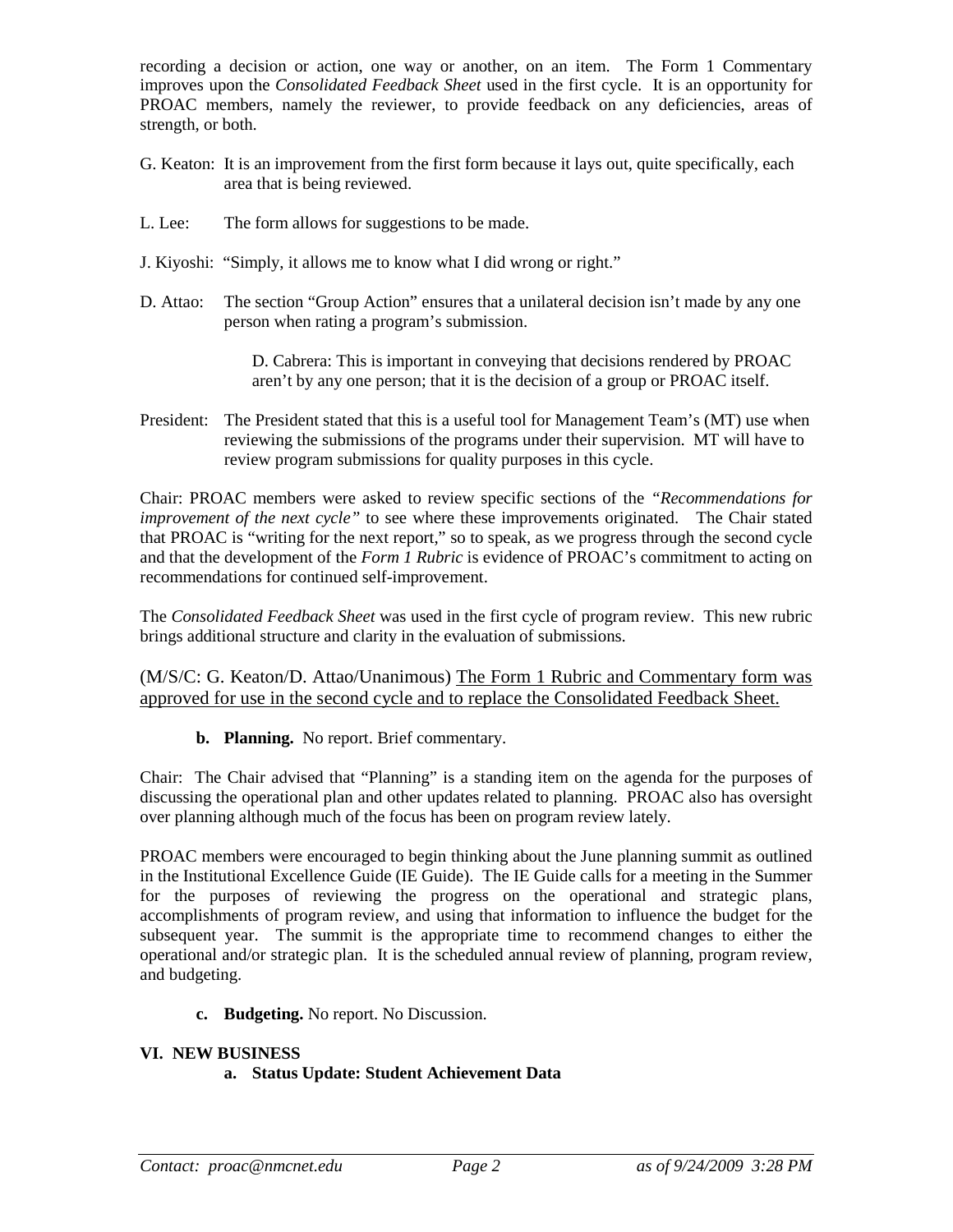recording a decision or action, one way or another, on an item. The Form 1 Commentary improves upon the *Consolidated Feedback Sheet* used in the first cycle. It is an opportunity for PROAC members, namely the reviewer, to provide feedback on any deficiencies, areas of strength, or both.

G. Keaton: It is an improvement from the first form because it lays out, quite specifically, each area that is being reviewed.

L. Lee: The form allows for suggestions to be made.

J. Kiyoshi: "Simply, it allows me to know what I did wrong or right."

D. Attao: The section "Group Action" ensures that a unilateral decision isn't made by any one person when rating a program's submission.

> D. Cabrera: This is important in conveying that decisions rendered by PROAC aren't by any one person; that it is the decision of a group or PROAC itself.

President: The President stated that this is a useful tool for Management Team's (MT) use when reviewing the submissions of the programs under their supervision. MT will have to review program submissions for quality purposes in this cycle.

Chair: PROAC members were asked to review specific sections of the *"Recommendations for improvement of the next cycle"* to see where these improvements originated. The Chair stated that PROAC is "writing for the next report," so to speak, as we progress through the second cycle and that the development of the *Form 1 Rubric* is evidence of PROAC's commitment to acting on recommendations for continued self-improvement.

The *Consolidated Feedback Sheet* was used in the first cycle of program review. This new rubric brings additional structure and clarity in the evaluation of submissions.

(M/S/C: G. Keaton/D. Attao/Unanimous) <u>The Form 1 Rubric and Commentary form was approved for use in the second cycle and to replace the Consolidated Feedback Sheet.</u>

**b. Planning.** No report. Brief commentary.

Chair: The Chair advised that "Planning" is a standing item on the agenda for the purposes of discussing the operational plan and other updates related to planning. PROAC also has oversight over planning although much of the focus has been on program review lately.

PROAC members were encouraged to begin thinking about the June planning summit as outlined in the Institutional Excellence Guide (IE Guide). The IE Guide calls for a meeting in the Summer for the purposes of reviewing the progress on the operational and strategic plans, accomplishments of program review, and using that information to influence the budget for the subsequent year. The summit is the appropriate time to recommend changes to either the operational and/or strategic plan. It is the scheduled annual review of planning, program review, and budgeting.

**c. Budgeting.** No report. No Discussion.

## VI. NEW BUSINESS

**a. Status Update: Student Achievement Data**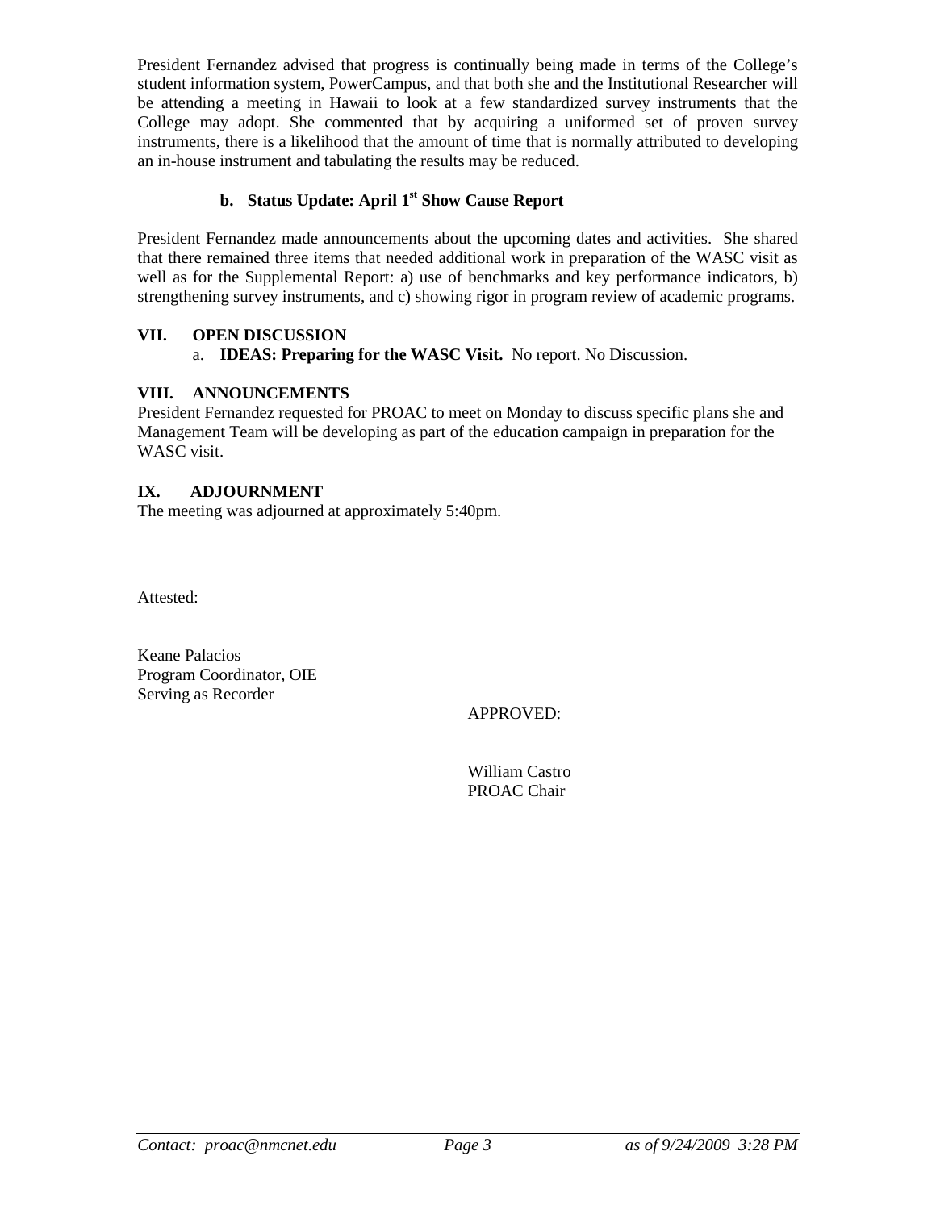President Fernandez advised that progress is continually being made in terms of the College's student information system, PowerCampus, and that both she and the Institutional Researcher will be attending a meeting in Hawaii to look at a few standardized survey instruments that the College may adopt. She commented that by acquiring a uniformed set of proven survey instruments, there is a likelihood that the amount of time that is normally attributed to developing an in-house instrument and tabulating the results may be reduced.

### b. Status Update: April 1st Show Cause Report

President Fernandez made announcements about the upcoming dates and activities. She shared that there remained three items that needed additional work in preparation of the WASC visit as well as for the Supplemental Report: a) use of benchmarks and key performance indicators, b) strengthening survey instruments, and c) showing rigor in program review of academic programs.

## VII. OPEN DISCUSSION

a. **IDEAS: Preparing for the WASC Visit.** No report. No Discussion.

## VIII. ANNOUNCEMENTS

President Fernandez requested for PROAC to meet on Monday to discuss specific plans she and Management Team will be developing as part of the education campaign in preparation for the WASC visit.

## IX. ADJOURNMENT

The meeting was adjourned at approximately 5:40pm.

Attested:

Keane Palacios
Program Coordinator, OIE
Serving as Recorder

APPROVED:

William Castro
PROAC Chair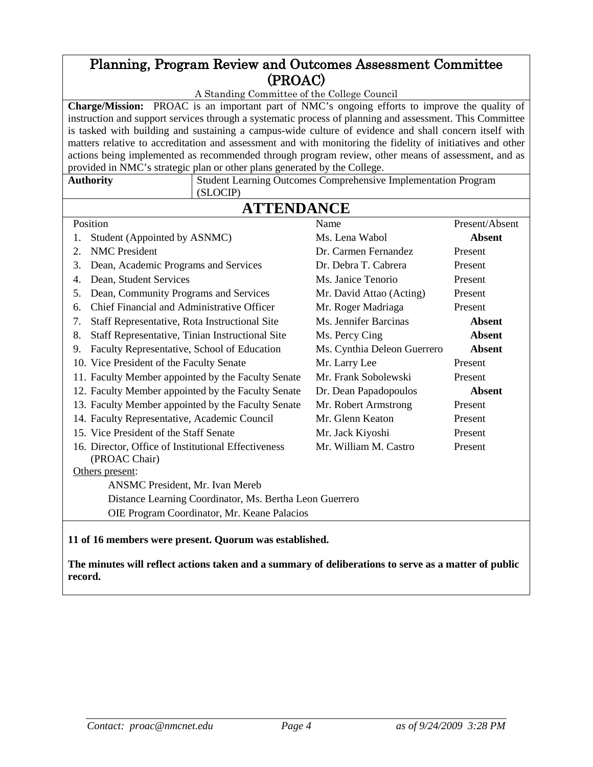# Planning, Program Review and Outcomes Assessment Committee (PROAC)

A Standing Committee of the College Council

**Charge/Mission:** PROAC is an important part of NMC's ongoing efforts to improve the quality of instruction and support services through a systematic process of planning and assessment. This Committee is tasked with building and sustaining a campus-wide culture of evidence and shall concern itself with matters relative to accreditation and assessment and with monitoring the fidelity of initiatives and other actions being implemented as recommended through program review, other means of assessment, and as provided in NMC's strategic plan or other plans generated by the College.

| | |
|---|---|
| **Authority** | Student Learning Outcomes Comprehensive Implementation Program (SLOCIP) |

## ATTENDANCE

| Position | Name | Present/Absent |
|---|---|---|
| 1. Student (Appointed by ASNMC) | Ms. Lena Wabol | **Absent** |
| 2. NMC President | Dr. Carmen Fernandez | Present |
| 3. Dean, Academic Programs and Services | Dr. Debra T. Cabrera | Present |
| 4. Dean, Student Services | Ms. Janice Tenorio | Present |
| 5. Dean, Community Programs and Services | Mr. David Attao (Acting) | Present |
| 6. Chief Financial and Administrative Officer | Mr. Roger Madriaga | Present |
| 7. Staff Representative, Rota Instructional Site | Ms. Jennifer Barcinas | **Absent** |
| 8. Staff Representative, Tinian Instructional Site | Ms. Percy Cing | **Absent** |
| 9. Faculty Representative, School of Education | Ms. Cynthia Deleon Guerrero | **Absent** |
| 10. Vice President of the Faculty Senate | Mr. Larry Lee | Present |
| 11. Faculty Member appointed by the Faculty Senate | Mr. Frank Sobolewski | Present |
| 12. Faculty Member appointed by the Faculty Senate | Dr. Dean Papadopoulos | **Absent** |
| 13. Faculty Member appointed by the Faculty Senate | Mr. Robert Armstrong | Present |
| 14. Faculty Representative, Academic Council | Mr. Glenn Keaton | Present |
| 15. Vice President of the Staff Senate | Mr. Jack Kiyoshi | Present |
| 16. Director, Office of Institutional Effectiveness (PROAC Chair) | Mr. William M. Castro | Present |

Others present:

- ANSMC President, Mr. Ivan Mereb
- Distance Learning Coordinator, Ms. Bertha Leon Guerrero
- OIE Program Coordinator, Mr. Keane Palacios

**11 of 16 members were present. Quorum was established.**

**The minutes will reflect actions taken and a summary of deliberations to serve as a matter of public record.**